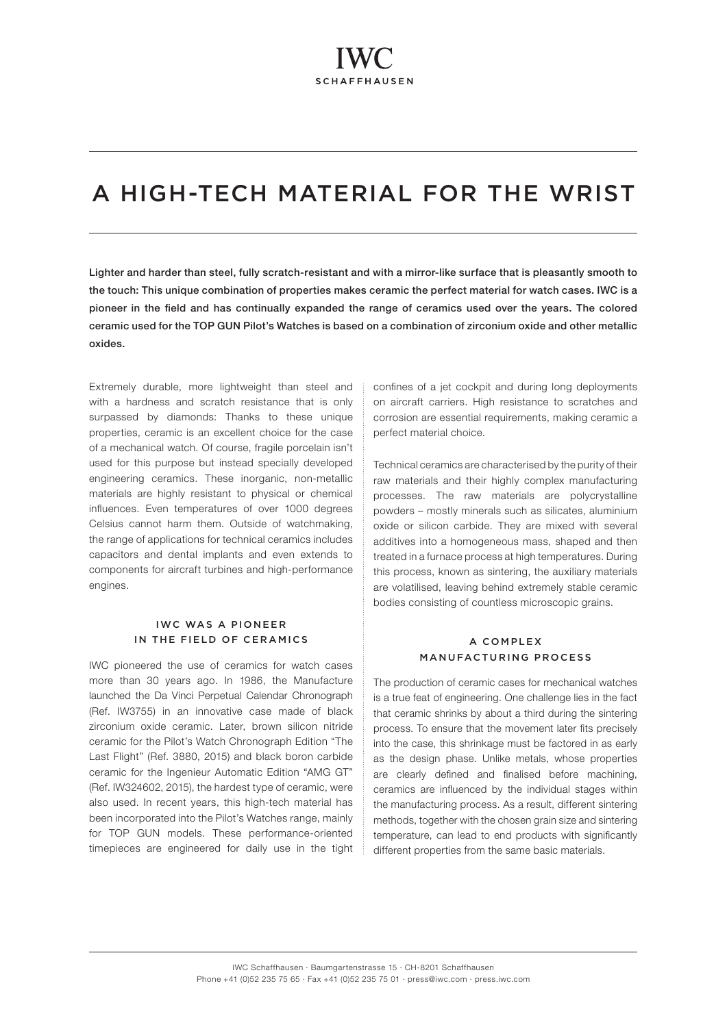# A HIGH-TECH MATERIAL FOR THE WRIST

**Lighter and harder than steel, fully scratch-resistant and with a mirror-like surface that is pleasantly smooth to the touch: This unique combination of properties makes ceramic the perfect material for watch cases. IWC is a pioneer in the field and has continually expanded the range of ceramics used over the years. The colored ceramic used for the TOP GUN Pilot's Watches is based on a combination of zirconium oxide and other metallic oxides.**

Extremely durable, more lightweight than steel and with a hardness and scratch resistance that is only surpassed by diamonds: Thanks to these unique properties, ceramic is an excellent choice for the case of a mechanical watch. Of course, fragile porcelain isn't used for this purpose but instead specially developed engineering ceramics. These inorganic, non-metallic materials are highly resistant to physical or chemical influences. Even temperatures of over 1000 degrees Celsius cannot harm them. Outside of watchmaking, the range of applications for technical ceramics includes capacitors and dental implants and even extends to components for aircraft turbines and high-performance engines.

## IWC WAS A PIONEER IN THE FIELD OF CERAMICS

IWC pioneered the use of ceramics for watch cases more than 30 years ago. In 1986, the Manufacture launched the Da Vinci Perpetual Calendar Chronograph (Ref. IW3755) in an innovative case made of black zirconium oxide ceramic. Later, brown silicon nitride ceramic for the Pilot's Watch Chronograph Edition "The Last Flight" (Ref. 3880, 2015) and black boron carbide ceramic for the Ingenieur Automatic Edition "AMG GT" (Ref. IW324602, 2015), the hardest type of ceramic, were also used. In recent years, this high-tech material has been incorporated into the Pilot's Watches range, mainly for TOP GUN models. These performance-oriented timepieces are engineered for daily use in the tight confines of a jet cockpit and during long deployments on aircraft carriers. High resistance to scratches and corrosion are essential requirements, making ceramic a perfect material choice.

Technical ceramics are characterised by the purity of their raw materials and their highly complex manufacturing processes. The raw materials are polycrystalline powders – mostly minerals such as silicates, aluminium oxide or silicon carbide. They are mixed with several additives into a homogeneous mass, shaped and then treated in a furnace process at high temperatures. During this process, known as sintering, the auxiliary materials are volatilised, leaving behind extremely stable ceramic bodies consisting of countless microscopic grains.

## A COMPLEX MANUFACTURING PROCESS

The production of ceramic cases for mechanical watches is a true feat of engineering. One challenge lies in the fact that ceramic shrinks by about a third during the sintering process. To ensure that the movement later fits precisely into the case, this shrinkage must be factored in as early as the design phase. Unlike metals, whose properties are clearly defined and finalised before machining, ceramics are influenced by the individual stages within the manufacturing process. As a result, different sintering methods, together with the chosen grain size and sintering temperature, can lead to end products with significantly different properties from the same basic materials.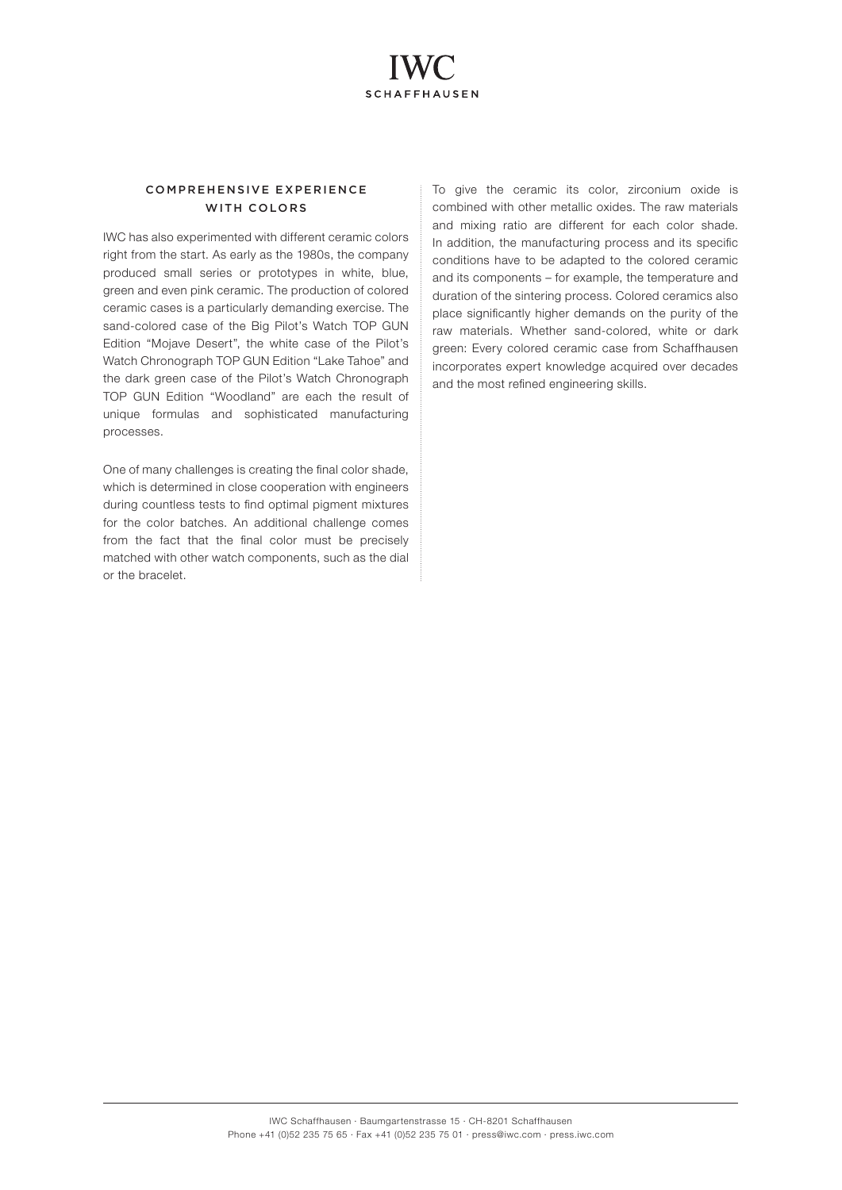## COMPREHENSIVE EXPERIENCE WITH COLORS

IWC has also experimented with different ceramic colors right from the start. As early as the 1980s, the company produced small series or prototypes in white, blue, green and even pink ceramic. The production of colored ceramic cases is a particularly demanding exercise. The sand-colored case of the Big Pilot's Watch TOP GUN Edition "Mojave Desert", the white case of the Pilot's Watch Chronograph TOP GUN Edition "Lake Tahoe" and the dark green case of the Pilot's Watch Chronograph TOP GUN Edition "Woodland" are each the result of unique formulas and sophisticated manufacturing processes.

One of many challenges is creating the final color shade, which is determined in close cooperation with engineers during countless tests to find optimal pigment mixtures for the color batches. An additional challenge comes from the fact that the final color must be precisely matched with other watch components, such as the dial or the bracelet.

To give the ceramic its color, zirconium oxide is combined with other metallic oxides. The raw materials and mixing ratio are different for each color shade. In addition, the manufacturing process and its specific conditions have to be adapted to the colored ceramic and its components – for example, the temperature and duration of the sintering process. Colored ceramics also place significantly higher demands on the purity of the raw materials. Whether sand-colored, white or dark green: Every colored ceramic case from Schaffhausen incorporates expert knowledge acquired over decades and the most refined engineering skills.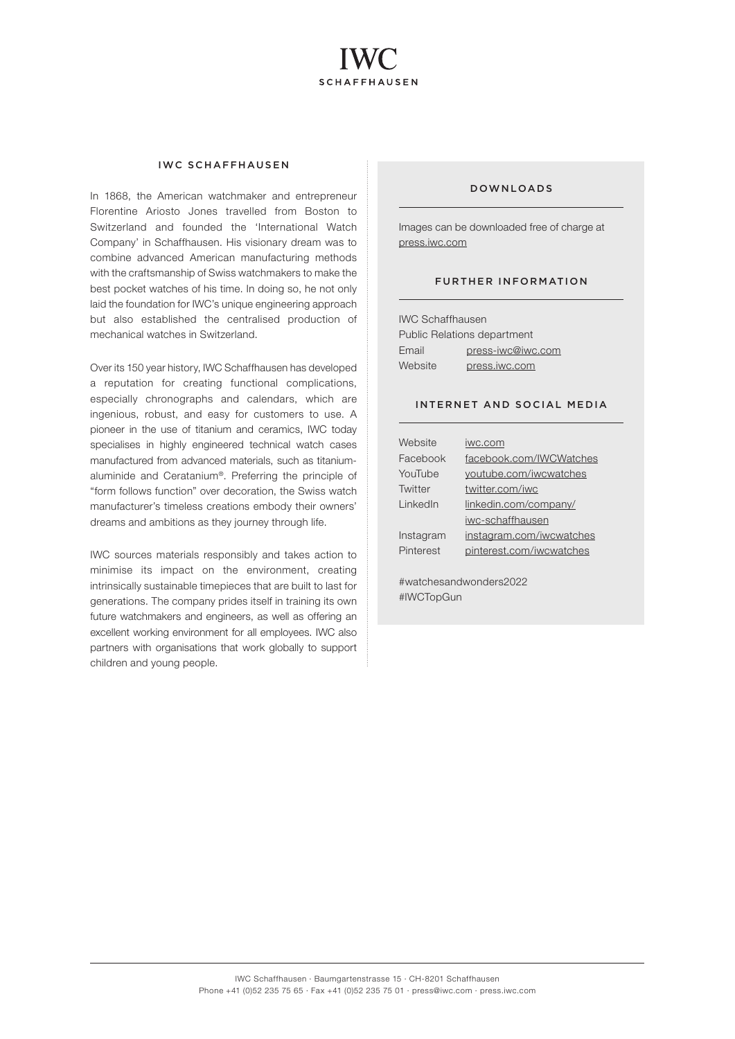## IWC SCHAFFHAUSEN

In 1868, the American watchmaker and entrepreneur Florentine Ariosto Jones travelled from Boston to Switzerland and founded the 'International Watch Company' in Schaffhausen. His visionary dream was to combine advanced American manufacturing methods with the craftsmanship of Swiss watchmakers to make the best pocket watches of his time. In doing so, he not only laid the foundation for IWC's unique engineering approach but also established the centralised production of mechanical watches in Switzerland.

Over its 150 year history, IWC Schaffhausen has developed a reputation for creating functional complications, especially chronographs and calendars, which are ingenious, robust, and easy for customers to use. A pioneer in the use of titanium and ceramics, IWC today specialises in highly engineered technical watch cases manufactured from advanced materials, such as titanium-aluminide and Ceratanium®. Preferring the principle of "form follows function" over decoration, the Swiss watch manufacturer's timeless creations embody their owners' dreams and ambitions as they journey through life.

IWC sources materials responsibly and takes action to minimise its impact on the environment, creating intrinsically sustainable timepieces that are built to last for generations. The company prides itself in training its own future watchmakers and engineers, as well as offering an excellent working environment for all employees. IWC also partners with organisations that work globally to support children and young people.

## DOWNLOADS

Images can be downloaded free of charge at press.iwc.com

## FURTHER INFORMATION

IWC Schaffhausen
Public Relations department

| | |
|---|---|
| Email | press-iwc@iwc.com |
| Website | press.iwc.com |

## INTERNET AND SOCIAL MEDIA

| | |
|---|---|
| Website | iwc.com |
| Facebook | facebook.com/IWCWatches |
| YouTube | youtube.com/iwcwatches |
| Twitter | twitter.com/iwc |
| LinkedIn | linkedin.com/company/iwc-schaffhausen |
| Instagram | instagram.com/iwcwatches |
| Pinterest | pinterest.com/iwcwatches |

#watchesandwonders2022
#IWCTopGun

IWC Schaffhausen · Baumgartenstrasse 15 · CH-8201 Schaffhausen
Phone +41 (0)52 235 75 65 · Fax +41 (0)52 235 75 01 · press@iwc.com · press.iwc.com